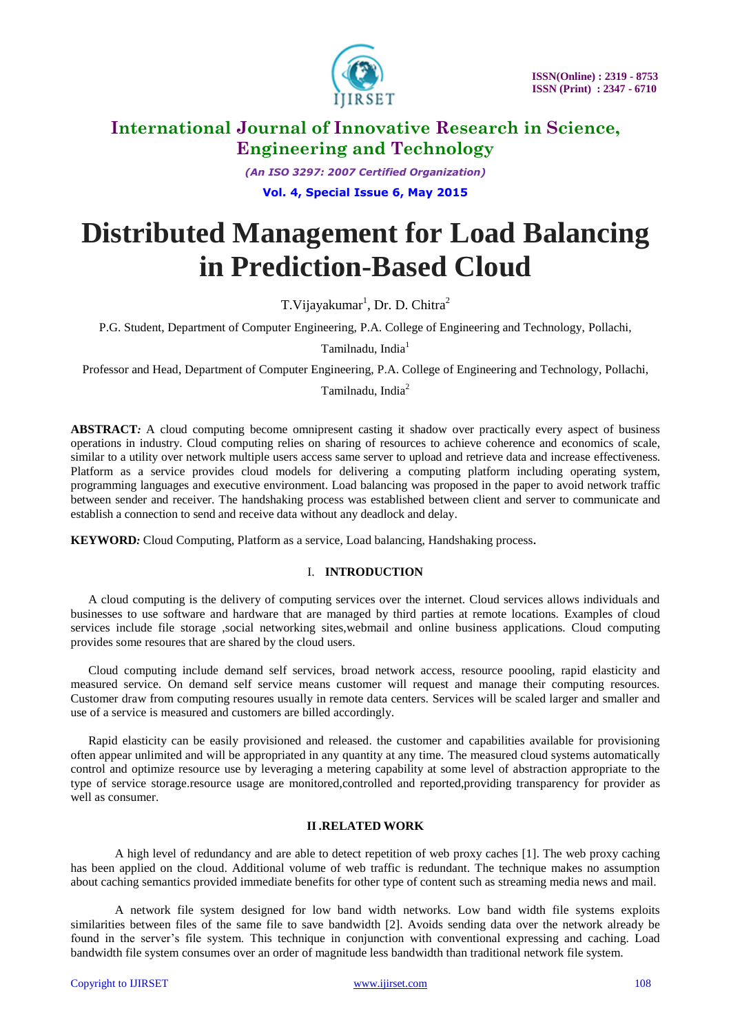# Distributed Management for Load Balancing in Prediction-Based Cloud

T.Vijayakumar[1], Dr. D. Chitra[2]

P.G. Student, Department of Computer Engineering, P.A. College of Engineering and Technology, Pollachi, Tamilnadu, India[1]

Professor and Head, Department of Computer Engineering, P.A. College of Engineering and Technology, Pollachi, Tamilnadu, India[2]

**ABSTRACT***:* A cloud computing become omnipresent casting it shadow over practically every aspect of business operations in industry. Cloud computing relies on sharing of resources to achieve coherence and economics of scale, similar to a utility over network multiple users access same server to upload and retrieve data and increase effectiveness. Platform as a service provides cloud models for delivering a computing platform including operating system, programming languages and executive environment. Load balancing was proposed in the paper to avoid network traffic between sender and receiver. The handshaking process was established between client and server to communicate and establish a connection to send and receive data without any deadlock and delay.

**KEYWORD***:* Cloud Computing, Platform as a service, Load balancing, Handshaking process**.**

## I. INTRODUCTION

A cloud computing is the delivery of computing services over the internet. Cloud services allows individuals and businesses to use software and hardware that are managed by third parties at remote locations. Examples of cloud services include file storage ,social networking sites,webmail and online business applications. Cloud computing provides some resoures that are shared by the cloud users.

Cloud computing include demand self services, broad network access, resource poooling, rapid elasticity and measured service. On demand self service means customer will request and manage their computing resources. Customer draw from computing resoures usually in remote data centers. Services will be scaled larger and smaller and use of a service is measured and customers are billed accordingly.

Rapid elasticity can be easily provisioned and released. the customer and capabilities available for provisioning often appear unlimited and will be appropriated in any quantity at any time. The measured cloud systems automatically control and optimize resource use by leveraging a metering capability at some level of abstraction appropriate to the type of service storage.resource usage are monitored,controlled and reported,providing transparency for provider as well as consumer.

## II .RELATED WORK

A high level of redundancy and are able to detect repetition of web proxy caches [1]. The web proxy caching has been applied on the cloud. Additional volume of web traffic is redundant. The technique makes no assumption about caching semantics provided immediate benefits for other type of content such as streaming media news and mail.

A network file system designed for low band width networks. Low band width file systems exploits similarities between files of the same file to save bandwidth [2]. Avoids sending data over the network already be found in the server's file system. This technique in conjunction with conventional expressing and caching. Load bandwidth file system consumes over an order of magnitude less bandwidth than traditional network file system.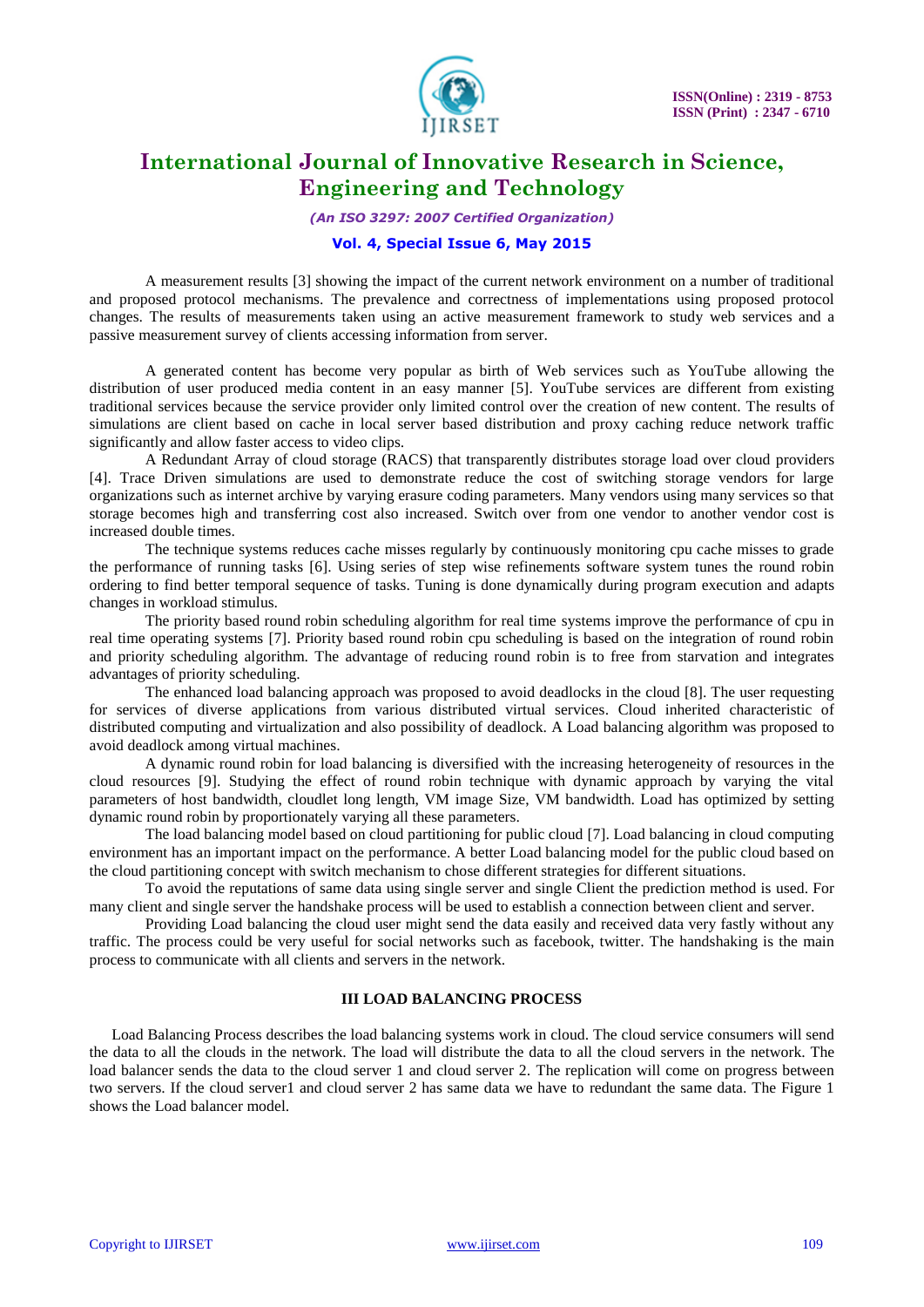A measurement results [3] showing the impact of the current network environment on a number of traditional and proposed protocol mechanisms. The prevalence and correctness of implementations using proposed protocol changes. The results of measurements taken using an active measurement framework to study web services and a passive measurement survey of clients accessing information from server.

A generated content has become very popular as birth of Web services such as YouTube allowing the distribution of user produced media content in an easy manner [5]. YouTube services are different from existing traditional services because the service provider only limited control over the creation of new content. The results of simulations are client based on cache in local server based distribution and proxy caching reduce network traffic significantly and allow faster access to video clips.

A Redundant Array of cloud storage (RACS) that transparently distributes storage load over cloud providers [4]. Trace Driven simulations are used to demonstrate reduce the cost of switching storage vendors for large organizations such as internet archive by varying erasure coding parameters. Many vendors using many services so that storage becomes high and transferring cost also increased. Switch over from one vendor to another vendor cost is increased double times.

The technique systems reduces cache misses regularly by continuously monitoring cpu cache misses to grade the performance of running tasks [6]. Using series of step wise refinements software system tunes the round robin ordering to find better temporal sequence of tasks. Tuning is done dynamically during program execution and adapts changes in workload stimulus.

The priority based round robin scheduling algorithm for real time systems improve the performance of cpu in real time operating systems [7]. Priority based round robin cpu scheduling is based on the integration of round robin and priority scheduling algorithm. The advantage of reducing round robin is to free from starvation and integrates advantages of priority scheduling.

The enhanced load balancing approach was proposed to avoid deadlocks in the cloud [8]. The user requesting for services of diverse applications from various distributed virtual services. Cloud inherited characteristic of distributed computing and virtualization and also possibility of deadlock. A Load balancing algorithm was proposed to avoid deadlock among virtual machines.

A dynamic round robin for load balancing is diversified with the increasing heterogeneity of resources in the cloud resources [9]. Studying the effect of round robin technique with dynamic approach by varying the vital parameters of host bandwidth, cloudlet long length, VM image Size, VM bandwidth. Load has optimized by setting dynamic round robin by proportionately varying all these parameters.

The load balancing model based on cloud partitioning for public cloud [7]. Load balancing in cloud computing environment has an important impact on the performance. A better Load balancing model for the public cloud based on the cloud partitioning concept with switch mechanism to chose different strategies for different situations.

To avoid the reputations of same data using single server and single Client the prediction method is used. For many client and single server the handshake process will be used to establish a connection between client and server.

Providing Load balancing the cloud user might send the data easily and received data very fastly without any traffic. The process could be very useful for social networks such as facebook, twitter. The handshaking is the main process to communicate with all clients and servers in the network.

## III LOAD BALANCING PROCESS

Load Balancing Process describes the load balancing systems work in cloud. The cloud service consumers will send the data to all the clouds in the network. The load will distribute the data to all the cloud servers in the network. The load balancer sends the data to the cloud server 1 and cloud server 2. The replication will come on progress between two servers. If the cloud server1 and cloud server 2 has same data we have to redundant the same data. The Figure 1 shows the Load balancer model.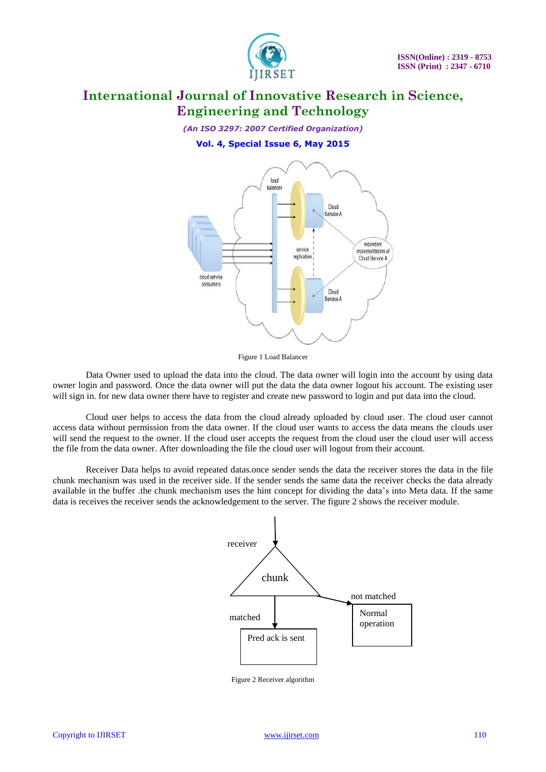Figure 1 Load Balancer

Data Owner used to upload the data into the cloud. The data owner will login into the account by using data owner login and password. Once the data owner will put the data the data owner logout his account. The existing user will sign in. for new data owner there have to register and create new password to login and put data into the cloud.

Cloud user helps to access the data from the cloud already uploaded by cloud user. The cloud user cannot access data without permission from the data owner. If the cloud user wants to access the data means the clouds user will send the request to the owner. If the cloud user accepts the request from the cloud user the cloud user will access the file from the data owner. After downloading the file the cloud user will logout from their account.

Receiver Data helps to avoid repeated datas.once sender sends the data the receiver stores the data in the file chunk mechanism was used in the receiver side. If the sender sends the same data the receiver checks the data already available in the buffer .the chunk mechanism uses the hint concept for dividing the data's into Meta data. If the same data is receives the receiver sends the acknowledgement to the server. The figure 2 shows the receiver module.

Figure 2 Receiver algorithm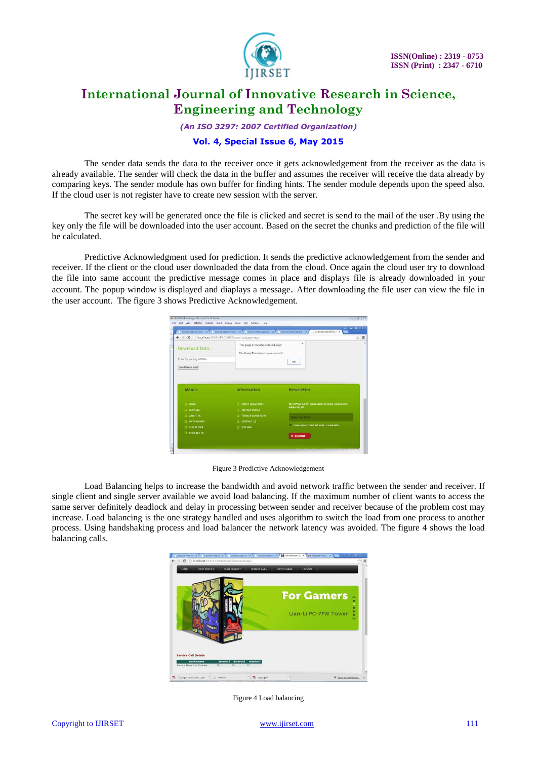The sender data sends the data to the receiver once it gets acknowledgement from the receiver as the data is already available. The sender will check the data in the buffer and assumes the receiver will receive the data already by comparing keys. The sender module has own buffer for finding hints. The sender module depends upon the speed also. If the cloud user is not register have to create new session with the server.

The secret key will be generated once the file is clicked and secret is send to the mail of the user .By using the key only the file will be downloaded into the user account. Based on the secret the chunks and prediction of the file will be calculated.

Predictive Acknowledgment used for prediction. It sends the predictive acknowledgement from the sender and receiver. If the client or the cloud user downloaded the data from the cloud. Once again the cloud user try to download the file into same account the predictive message comes in place and displays file is already downloaded in your account. The popup window is displayed and diaplays a message. After downloading the file user can view the file in the user account. The figure 3 shows Predictive Acknowledgement.

Figure 3 Predictive Acknowledgement

Load Balancing helps to increase the bandwidth and avoid network traffic between the sender and receiver. If single client and single server available we avoid load balancing. If the maximum number of client wants to access the same server definitely deadlock and delay in processing between sender and receiver because of the problem cost may increase. Load balancing is the one strategy handled and uses algorithm to switch the load from one process to another process. Using handshaking process and load balancer the network latency was avoided. The figure 4 shows the load balancing calls.

Figure 4 Load balancing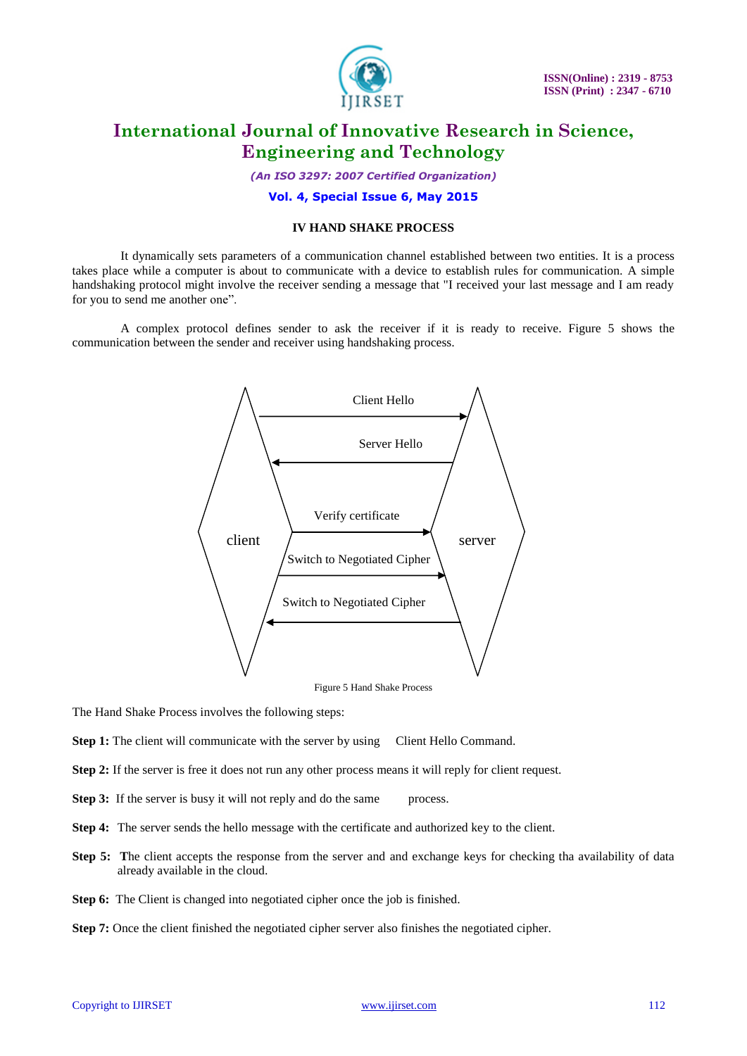## IV HAND SHAKE PROCESS

It dynamically sets parameters of a communication channel established between two entities. It is a process takes place while a computer is about to communicate with a device to establish rules for communication. A simple handshaking protocol might involve the receiver sending a message that "I received your last message and I am ready for you to send me another one".

A complex protocol defines sender to ask the receiver if it is ready to receive. Figure 5 shows the communication between the sender and receiver using handshaking process.

Figure 5 Hand Shake Process

The Hand Shake Process involves the following steps:

**Step 1:** The client will communicate with the server by using Client Hello Command.

**Step 2:** If the server is free it does not run any other process means it will reply for client request.

**Step 3:** If the server is busy it will not reply and do the same process.

**Step 4:** The server sends the hello message with the certificate and authorized key to the client.

**Step 5:** The client accepts the response from the server and and exchange keys for checking tha availability of data already available in the cloud.

**Step 6:** The Client is changed into negotiated cipher once the job is finished.

**Step 7:** Once the client finished the negotiated cipher server also finishes the negotiated cipher.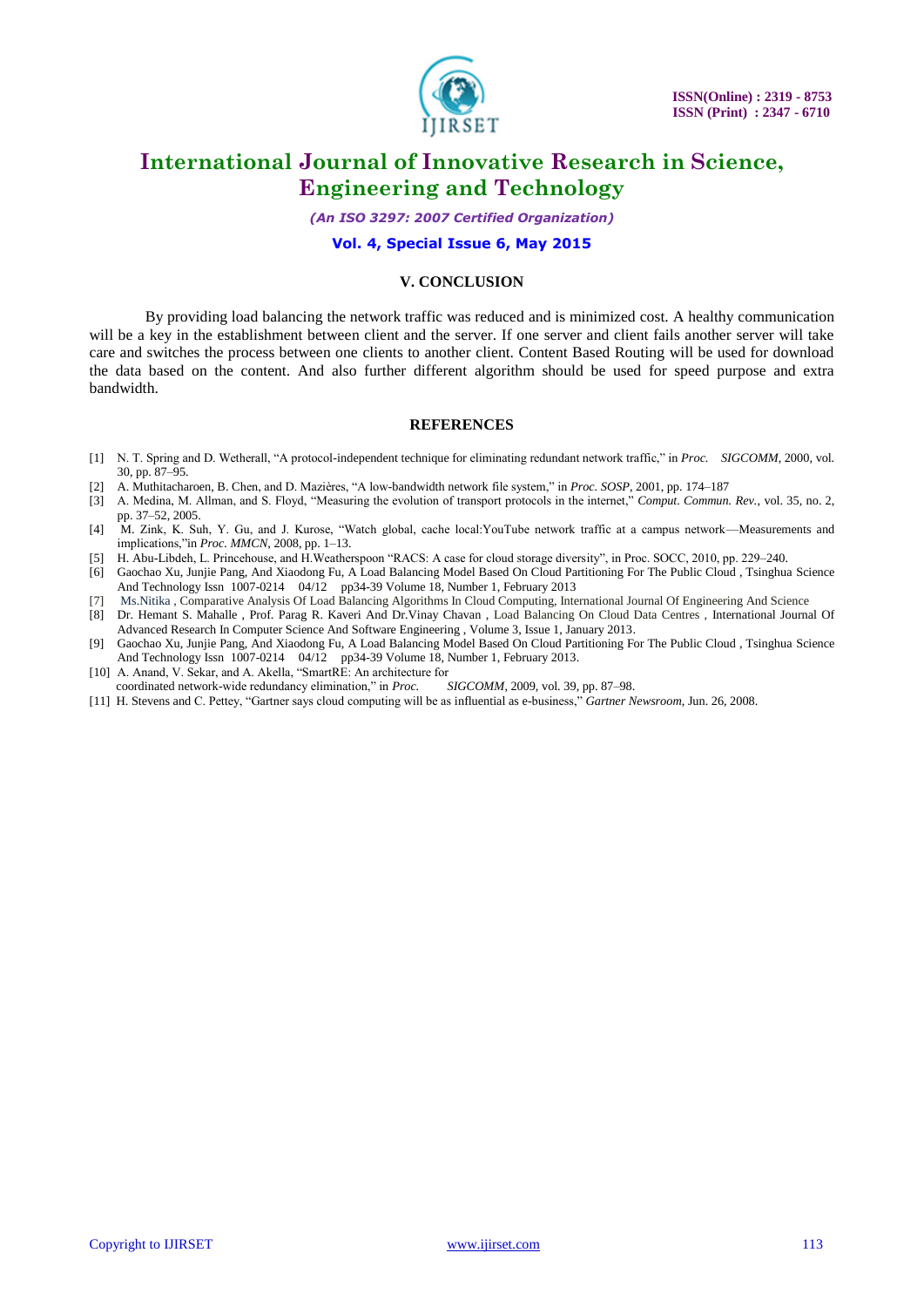## V. CONCLUSION

By providing load balancing the network traffic was reduced and is minimized cost. A healthy communication will be a key in the establishment between client and the server. If one server and client fails another server will take care and switches the process between one clients to another client. Content Based Routing will be used for download the data based on the content. And also further different algorithm should be used for speed purpose and extra bandwidth.

## REFERENCES

[1] N. T. Spring and D. Wetherall, "A protocol-independent technique for eliminating redundant network traffic," in *Proc. SIGCOMM*, 2000, vol. 30, pp. 87–95.

[2] A. Muthitacharoen, B. Chen, and D. Mazières, "A low-bandwidth network file system," in *Proc. SOSP*, 2001, pp. 174–187

[3] A. Medina, M. Allman, and S. Floyd, "Measuring the evolution of transport protocols in the internet," *Comput. Commun. Rev.*, vol. 35, no. 2, pp. 37–52, 2005.

[4] M. Zink, K. Suh, Y. Gu, and J. Kurose, "Watch global, cache local:YouTube network traffic at a campus network—Measurements and implications,"in *Proc. MMCN*, 2008, pp. 1–13.

[5] H. Abu-Libdeh, L. Princehouse, and H.Weatherspoon "RACS: A case for cloud storage diversity", in Proc. SOCC, 2010, pp. 229–240.

[6] Gaochao Xu, Junjie Pang, And Xiaodong Fu, A Load Balancing Model Based On Cloud Partitioning For The Public Cloud , Tsinghua Science And Technology Issn 1007-0214 04/12 pp34-39 Volume 18, Number 1, February 2013

[7] Ms.Nitika , Comparative Analysis Of Load Balancing Algorithms In Cloud Computing, International Journal Of Engineering And Science

[8] Dr. Hemant S. Mahalle , Prof. Parag R. Kaveri And Dr.Vinay Chavan , Load Balancing On Cloud Data Centres , International Journal Of Advanced Research In Computer Science And Software Engineering , Volume 3, Issue 1, January 2013.

[9] Gaochao Xu, Junjie Pang, And Xiaodong Fu, A Load Balancing Model Based On Cloud Partitioning For The Public Cloud , Tsinghua Science And Technology Issn 1007-0214 04/12 pp34-39 Volume 18, Number 1, February 2013.

[10] A. Anand, V. Sekar, and A. Akella, "SmartRE: An architecture for coordinated network-wide redundancy elimination," in *Proc. SIGCOMM*, 2009, vol. 39, pp. 87–98.

[11] H. Stevens and C. Pettey, "Gartner says cloud computing will be as influential as e-business," *Gartner Newsroom*, Jun. 26, 2008.